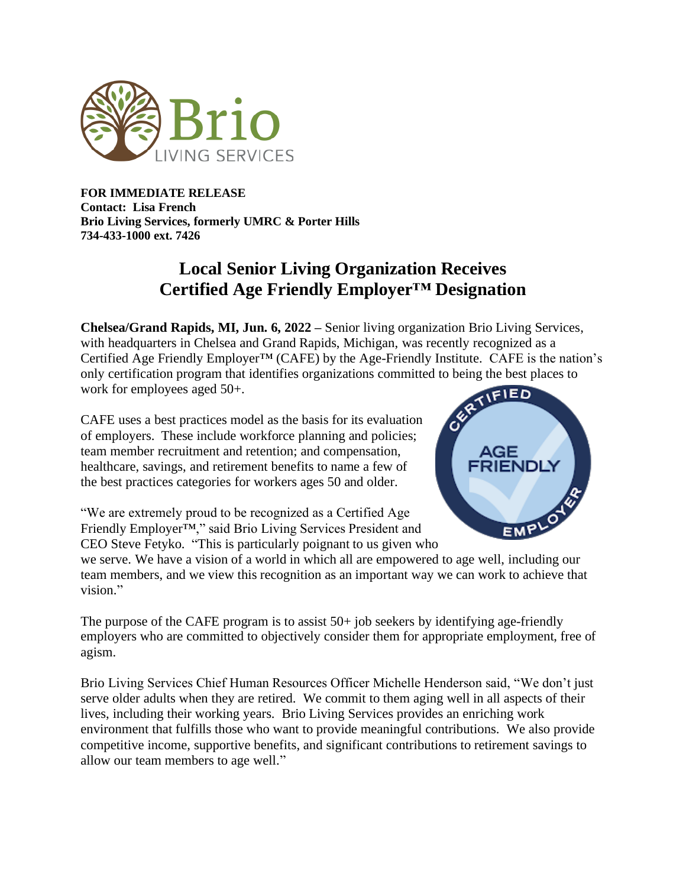**FOR IMMEDIATE RELEASE**
**Contact: Lisa French**
**Brio Living Services, formerly UMRC & Porter Hills**
**734-433-1000 ext. 7426**

# Local Senior Living Organization Receives Certified Age Friendly Employer™ Designation

**Chelsea/Grand Rapids, MI, Jun. 6, 2022 –** Senior living organization Brio Living Services, with headquarters in Chelsea and Grand Rapids, Michigan, was recently recognized as a Certified Age Friendly Employer™ (CAFE) by the Age-Friendly Institute. CAFE is the nation's only certification program that identifies organizations committed to being the best places to work for employees aged 50+.

CAFE uses a best practices model as the basis for its evaluation of employers. These include workforce planning and policies; team member recruitment and retention; and compensation, healthcare, savings, and retirement benefits to name a few of the best practices categories for workers ages 50 and older.

"We are extremely proud to be recognized as a Certified Age Friendly Employer™," said Brio Living Services President and CEO Steve Fetyko. "This is particularly poignant to us given who we serve. We have a vision of a world in which all are empowered to age well, including our team members, and we view this recognition as an important way we can work to achieve that vision."

The purpose of the CAFE program is to assist 50+ job seekers by identifying age-friendly employers who are committed to objectively consider them for appropriate employment, free of agism.

Brio Living Services Chief Human Resources Officer Michelle Henderson said, "We don't just serve older adults when they are retired. We commit to them aging well in all aspects of their lives, including their working years. Brio Living Services provides an enriching work environment that fulfills those who want to provide meaningful contributions. We also provide competitive income, supportive benefits, and significant contributions to retirement savings to allow our team members to age well."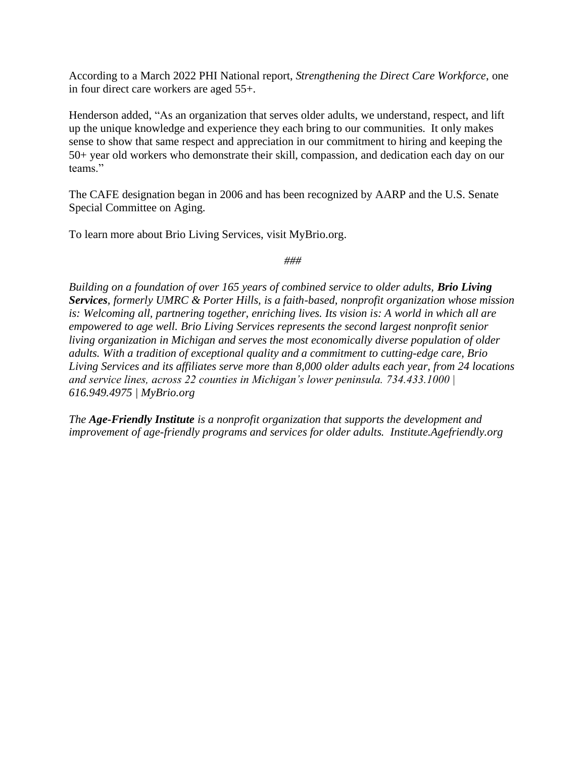According to a March 2022 PHI National report, *Strengthening the Direct Care Workforce*, one in four direct care workers are aged 55+.

Henderson added, "As an organization that serves older adults, we understand, respect, and lift up the unique knowledge and experience they each bring to our communities. It only makes sense to show that same respect and appreciation in our commitment to hiring and keeping the 50+ year old workers who demonstrate their skill, compassion, and dedication each day on our teams."

The CAFE designation began in 2006 and has been recognized by AARP and the U.S. Senate Special Committee on Aging.

To learn more about Brio Living Services, visit MyBrio.org.

###

*Building on a foundation of over 165 years of combined service to older adults,* ***Brio Living Services****, formerly UMRC & Porter Hills, is a faith-based, nonprofit organization whose mission is: Welcoming all, partnering together, enriching lives. Its vision is: A world in which all are empowered to age well. Brio Living Services represents the second largest nonprofit senior living organization in Michigan and serves the most economically diverse population of older adults. With a tradition of exceptional quality and a commitment to cutting-edge care, Brio Living Services and its affiliates serve more than 8,000 older adults each year, from 24 locations and service lines, across 22 counties in Michigan's lower peninsula. 734.433.1000 | 616.949.4975 | MyBrio.org*

*The* ***Age-Friendly Institute*** *is a nonprofit organization that supports the development and improvement of age-friendly programs and services for older adults. Institute.Agefriendly.org*